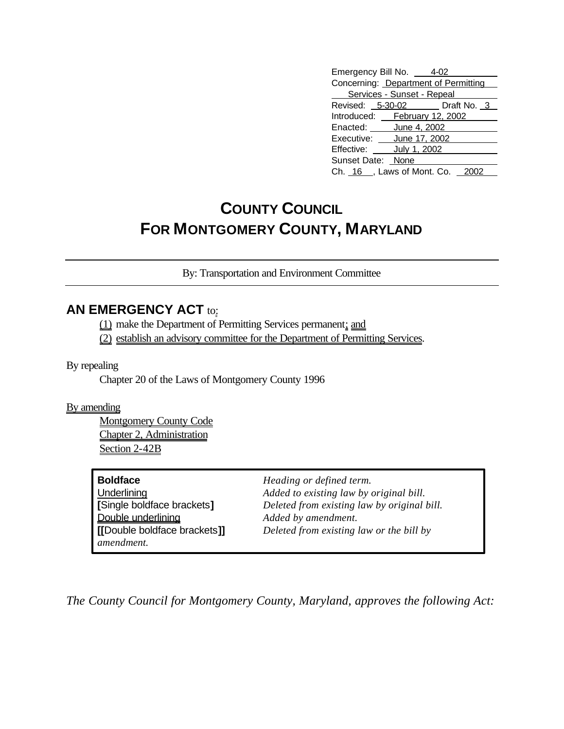Emergency Bill No. 4-02
Concerning: Department of Permitting Services - Sunset - Repeal
Revised: 5-30-02 Draft No. 3
Introduced: February 12, 2002
Enacted: June 4, 2002
Executive: June 17, 2002
Effective: July 1, 2002
Sunset Date: None
Ch. 16, Laws of Mont. Co. 2002

# COUNTY COUNCIL
# FOR MONTGOMERY COUNTY, MARYLAND

By: Transportation and Environment Committee

## AN EMERGENCY ACT to:

(1) make the Department of Permitting Services permanent; and
(2) establish an advisory committee for the Department of Permitting Services.

By repealing
Chapter 20 of the Laws of Montgomery County 1996

By amending
Montgomery County Code
Chapter 2, Administration
Section 2-42B

| | |
|---|---|
| **Boldface** | *Heading or defined term.* |
| Underlining | *Added to existing law by original bill.* |
| **[**Single boldface brackets**]** | *Deleted from existing law by original bill.* |
| Double underlining | *Added by amendment.* |
| **[[**Double boldface brackets**]]** | *Deleted from existing law or the bill by amendment.* |

*The County Council for Montgomery County, Maryland, approves the following Act:*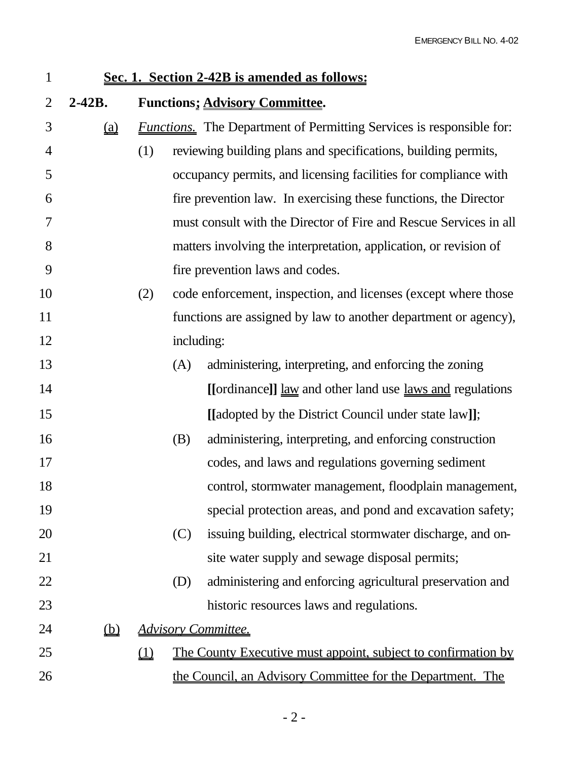**Sec. 1. Section 2-42B is amended as follows:**

**2-42B. Functions; Advisory Committee.**

(a) *Functions.* The Department of Permitting Services is responsible for:

(1) reviewing building plans and specifications, building permits, occupancy permits, and licensing facilities for compliance with fire prevention law. In exercising these functions, the Director must consult with the Director of Fire and Rescue Services in all matters involving the interpretation, application, or revision of fire prevention laws and codes.

(2) code enforcement, inspection, and licenses (except where those functions are assigned by law to another department or agency), including:

(A) administering, interpreting, and enforcing the zoning **[[**ordinance**]]** law and other land use laws and regulations **[[**adopted by the District Council under state law**]]**;

(B) administering, interpreting, and enforcing construction codes, and laws and regulations governing sediment control, stormwater management, floodplain management, special protection areas, and pond and excavation safety;

(C) issuing building, electrical stormwater discharge, and on-site water supply and sewage disposal permits;

(D) administering and enforcing agricultural preservation and historic resources laws and regulations.

(b) *Advisory Committee.*

(1) The County Executive must appoint, subject to confirmation by the Council, an Advisory Committee for the Department. The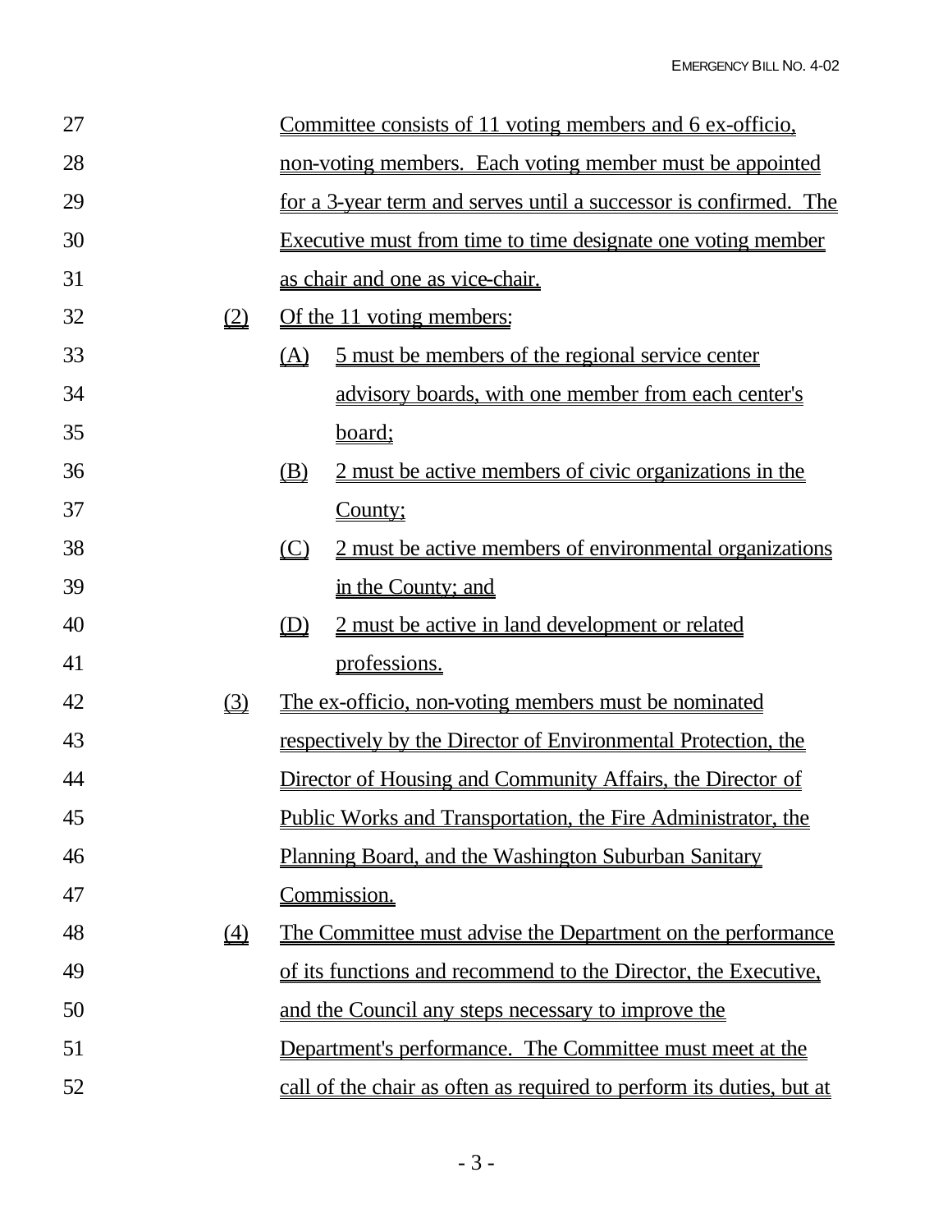Committee consists of 11 voting members and 6 ex-officio, non-voting members. Each voting member must be appointed for a 3-year term and serves until a successor is confirmed. The Executive must from time to time designate one voting member as chair and one as vice-chair.

(2) Of the 11 voting members:

(A) 5 must be members of the regional service center advisory boards, with one member from each center's board;

(B) 2 must be active members of civic organizations in the County;

(C) 2 must be active members of environmental organizations in the County; and

(D) 2 must be active in land development or related professions.

(3) The ex-officio, non-voting members must be nominated respectively by the Director of Environmental Protection, the Director of Housing and Community Affairs, the Director of Public Works and Transportation, the Fire Administrator, the Planning Board, and the Washington Suburban Sanitary Commission.

(4) The Committee must advise the Department on the performance of its functions and recommend to the Director, the Executive, and the Council any steps necessary to improve the Department's performance. The Committee must meet at the call of the chair as often as required to perform its duties, but at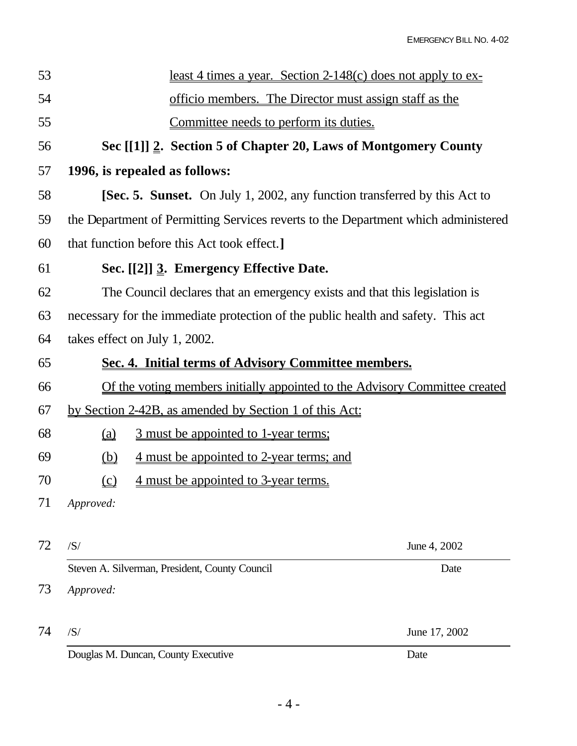least 4 times a year. Section 2-148(c) does not apply to ex-officio members. The Director must assign staff as the Committee needs to perform its duties.

**Sec [[1]] 2. Section 5 of Chapter 20, Laws of Montgomery County 1996, is repealed as follows:**

**[Sec. 5. Sunset.** On July 1, 2002, any function transferred by this Act to the Department of Permitting Services reverts to the Department which administered that function before this Act took effect.**]**

**Sec. [[2]] 3. Emergency Effective Date.**

The Council declares that an emergency exists and that this legislation is necessary for the immediate protection of the public health and safety. This act takes effect on July 1, 2002.

**Sec. 4. Initial terms of Advisory Committee members.**

Of the voting members initially appointed to the Advisory Committee created by Section 2-42B, as amended by Section 1 of this Act:

(a) 3 must be appointed to 1-year terms;

(b) 4 must be appointed to 2-year terms; and

(c) 4 must be appointed to 3-year terms.

*Approved:*

/S/ June 4, 2002

Steven A. Silverman, President, County Council — Date

*Approved:*

/S/ June 17, 2002

Douglas M. Duncan, County Executive — Date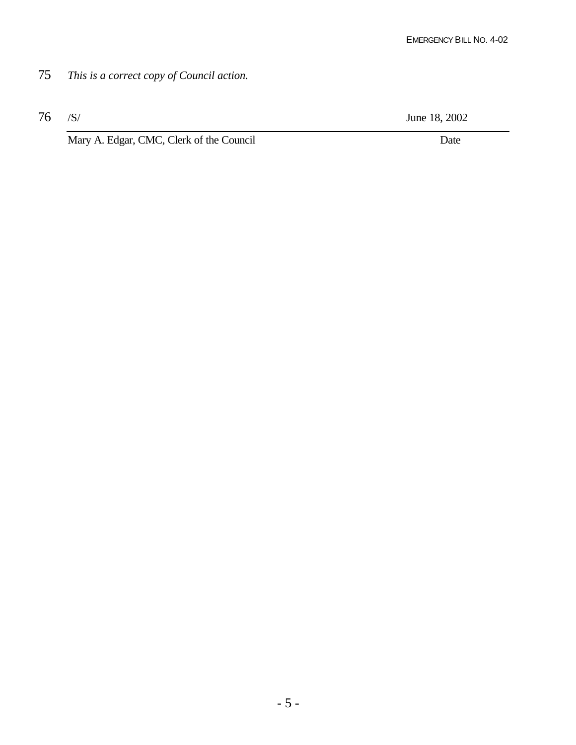75 *This is a correct copy of Council action.*

76 /S/ June 18, 2002

Mary A. Edgar, CMC, Clerk of the Council Date